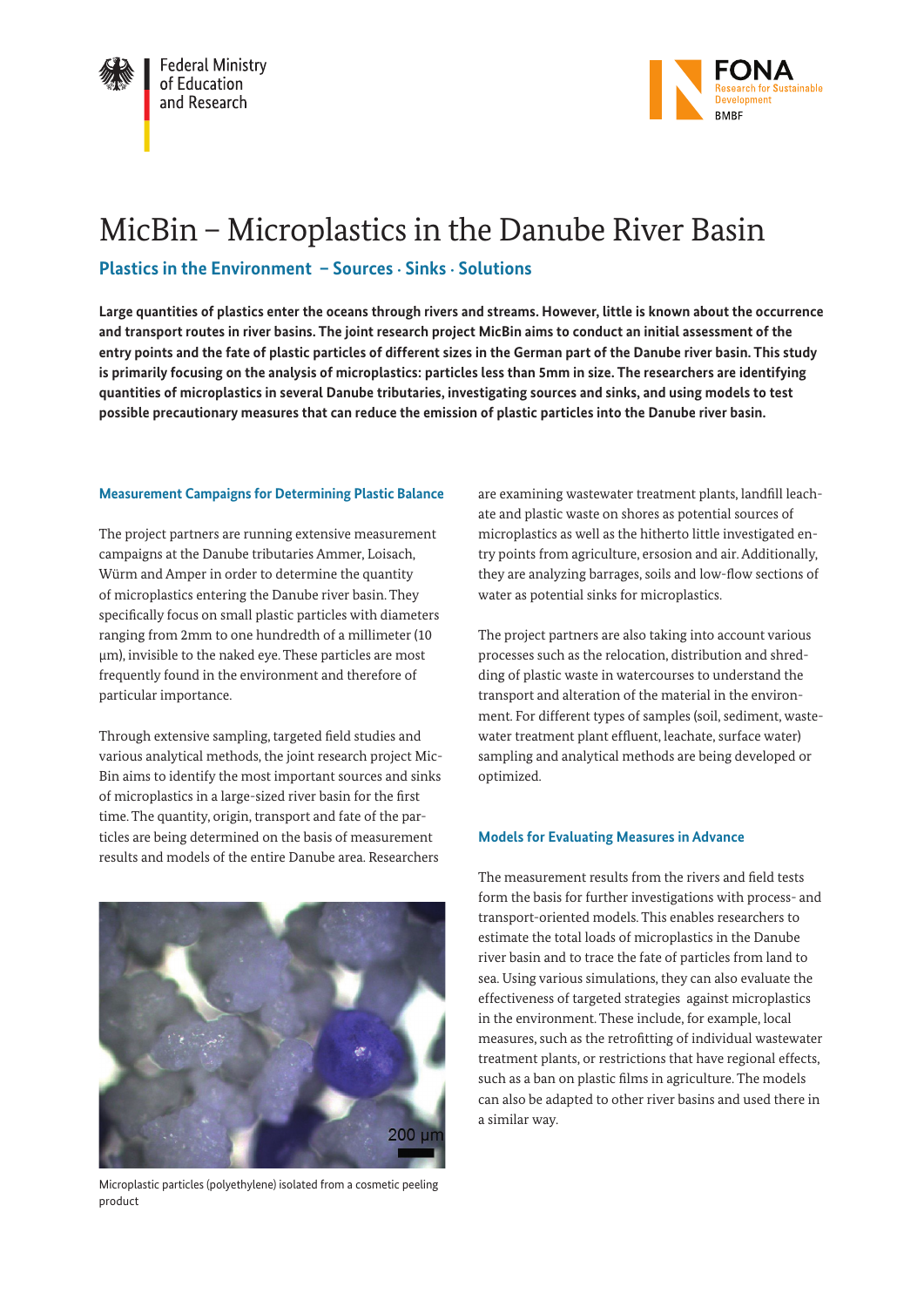Federal Ministry of Education and Research

FONA Research for Sustainable Development BMBF

# MicBin – Microplastics in the Danube River Basin

## Plastics in the Environment – Sources · Sinks · Solutions

**Large quantities of plastics enter the oceans through rivers and streams. However, little is known about the occurrence and transport routes in river basins. The joint research project MicBin aims to conduct an initial assessment of the entry points and the fate of plastic particles of different sizes in the German part of the Danube river basin. This study is primarily focusing on the analysis of microplastics: particles less than 5mm in size. The researchers are identifying quantities of microplastics in several Danube tributaries, investigating sources and sinks, and using models to test possible precautionary measures that can reduce the emission of plastic particles into the Danube river basin.**

### Measurement Campaigns for Determining Plastic Balance

The project partners are running extensive measurement campaigns at the Danube tributaries Ammer, Loisach, Würm and Amper in order to determine the quantity of microplastics entering the Danube river basin. They specifically focus on small plastic particles with diameters ranging from 2mm to one hundredth of a millimeter (10 µm), invisible to the naked eye. These particles are most frequently found in the environment and therefore of particular importance.

Through extensive sampling, targeted field studies and various analytical methods, the joint research project MicBin aims to identify the most important sources and sinks of microplastics in a large-sized river basin for the first time. The quantity, origin, transport and fate of the particles are being determined on the basis of measurement results and models of the entire Danube area. Researchers are examining wastewater treatment plants, landfill leachate and plastic waste on shores as potential sources of microplastics as well as the hitherto little investigated entry points from agriculture, ersosion and air. Additionally, they are analyzing barrages, soils and low-flow sections of water as potential sinks for microplastics.

Microplastic particles (polyethylene) isolated from a cosmetic peeling product

The project partners are also taking into account various processes such as the relocation, distribution and shredding of plastic waste in watercourses to understand the transport and alteration of the material in the environment. For different types of samples (soil, sediment, wastewater treatment plant effluent, leachate, surface water) sampling and analytical methods are being developed or optimized.

### Models for Evaluating Measures in Advance

The measurement results from the rivers and field tests form the basis for further investigations with process- and transport-oriented models. This enables researchers to estimate the total loads of microplastics in the Danube river basin and to trace the fate of particles from land to sea. Using various simulations, they can also evaluate the effectiveness of targeted strategies against microplastics in the environment. These include, for example, local measures, such as the retrofitting of individual wastewater treatment plants, or restrictions that have regional effects, such as a ban on plastic films in agriculture. The models can also be adapted to other river basins and used there in a similar way.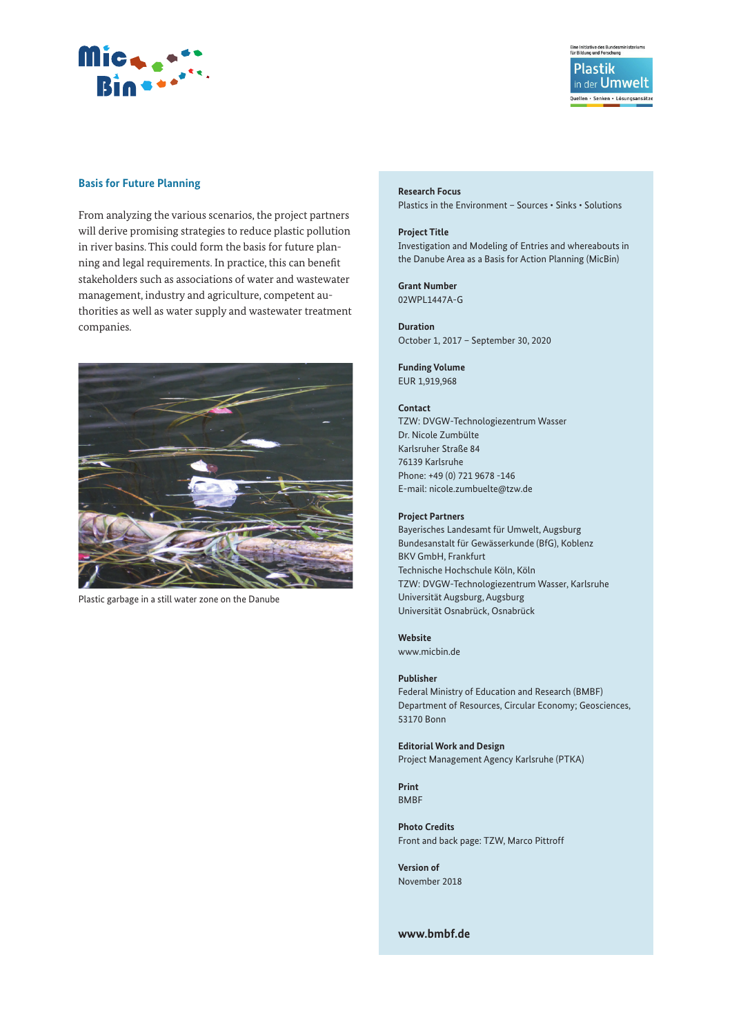## Basis for Future Planning

From analyzing the various scenarios, the project partners will derive promising strategies to reduce plastic pollution in river basins. This could form the basis for future planning and legal requirements. In practice, this can benefit stakeholders such as associations of water and wastewater management, industry and agriculture, competent authorities as well as water supply and wastewater treatment companies.

Plastic garbage in a still water zone on the Danube

**Research Focus**
Plastics in the Environment – Sources • Sinks • Solutions

**Project Title**
Investigation and Modeling of Entries and whereabouts in the Danube Area as a Basis for Action Planning (MicBin)

**Grant Number**
02WPL1447A-G

**Duration**
October 1, 2017 – September 30, 2020

**Funding Volume**
EUR 1,919,968

**Contact**
TZW: DVGW-Technologiezentrum Wasser
Dr. Nicole Zumbülte
Karlsruher Straße 84
76139 Karlsruhe
Phone: +49 (0) 721 9678 -146
E-mail: nicole.zumbuelte@tzw.de

**Project Partners**
Bayerisches Landesamt für Umwelt, Augsburg
Bundesanstalt für Gewässerkunde (BfG), Koblenz
BKV GmbH, Frankfurt
Technische Hochschule Köln, Köln
TZW: DVGW-Technologiezentrum Wasser, Karlsruhe
Universität Augsburg, Augsburg
Universität Osnabrück, Osnabrück

**Website**
www.micbin.de

**Publisher**
Federal Ministry of Education and Research (BMBF)
Department of Resources, Circular Economy; Geosciences,
53170 Bonn

**Editorial Work and Design**
Project Management Agency Karlsruhe (PTKA)

**Print**
BMBF

**Photo Credits**
Front and back page: TZW, Marco Pittroff

**Version of**
November 2018

**www.bmbf.de**